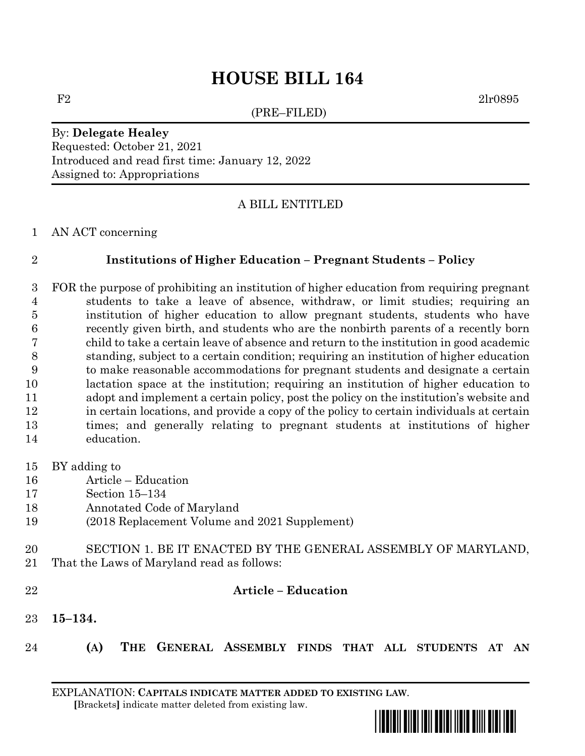# HOUSE BILL 164

F2 2lr0895

(PRE–FILED)

By: **Delegate Healey**
Requested: October 21, 2021
Introduced and read first time: January 12, 2022
Assigned to: Appropriations

A BILL ENTITLED

AN ACT concerning

**Institutions of Higher Education – Pregnant Students – Policy**

FOR the purpose of prohibiting an institution of higher education from requiring pregnant students to take a leave of absence, withdraw, or limit studies; requiring an institution of higher education to allow pregnant students, students who have recently given birth, and students who are the nonbirth parents of a recently born child to take a certain leave of absence and return to the institution in good academic standing, subject to a certain condition; requiring an institution of higher education to make reasonable accommodations for pregnant students and designate a certain lactation space at the institution; requiring an institution of higher education to adopt and implement a certain policy, post the policy on the institution's website and in certain locations, and provide a copy of the policy to certain individuals at certain times; and generally relating to pregnant students at institutions of higher education.

BY adding to
Article – Education
Section 15–134
Annotated Code of Maryland
(2018 Replacement Volume and 2021 Supplement)

SECTION 1. BE IT ENACTED BY THE GENERAL ASSEMBLY OF MARYLAND, That the Laws of Maryland read as follows:

**Article – Education**

**15–134.**

**(A) THE GENERAL ASSEMBLY FINDS THAT ALL STUDENTS AT AN**

EXPLANATION: **CAPITALS INDICATE MATTER ADDED TO EXISTING LAW**.
[Brackets] indicate matter deleted from existing law.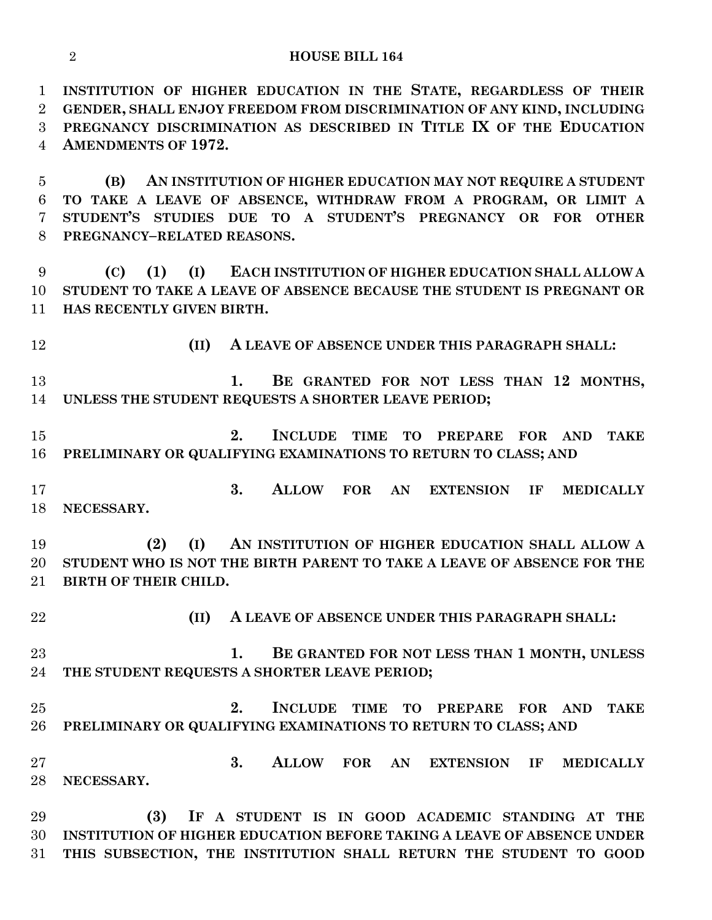**INSTITUTION OF HIGHER EDUCATION IN THE STATE, REGARDLESS OF THEIR GENDER, SHALL ENJOY FREEDOM FROM DISCRIMINATION OF ANY KIND, INCLUDING PREGNANCY DISCRIMINATION AS DESCRIBED IN TITLE IX OF THE EDUCATION AMENDMENTS OF 1972.**

**(B) AN INSTITUTION OF HIGHER EDUCATION MAY NOT REQUIRE A STUDENT TO TAKE A LEAVE OF ABSENCE, WITHDRAW FROM A PROGRAM, OR LIMIT A STUDENT'S STUDIES DUE TO A STUDENT'S PREGNANCY OR FOR OTHER PREGNANCY–RELATED REASONS.**

**(C) (1) (I) EACH INSTITUTION OF HIGHER EDUCATION SHALL ALLOW A STUDENT TO TAKE A LEAVE OF ABSENCE BECAUSE THE STUDENT IS PREGNANT OR HAS RECENTLY GIVEN BIRTH.**

**(II) A LEAVE OF ABSENCE UNDER THIS PARAGRAPH SHALL:**

**1. BE GRANTED FOR NOT LESS THAN 12 MONTHS, UNLESS THE STUDENT REQUESTS A SHORTER LEAVE PERIOD;**

**2. INCLUDE TIME TO PREPARE FOR AND TAKE PRELIMINARY OR QUALIFYING EXAMINATIONS TO RETURN TO CLASS; AND**

**3. ALLOW FOR AN EXTENSION IF MEDICALLY NECESSARY.**

**(2) (I) AN INSTITUTION OF HIGHER EDUCATION SHALL ALLOW A STUDENT WHO IS NOT THE BIRTH PARENT TO TAKE A LEAVE OF ABSENCE FOR THE BIRTH OF THEIR CHILD.**

**(II) A LEAVE OF ABSENCE UNDER THIS PARAGRAPH SHALL:**

**1. BE GRANTED FOR NOT LESS THAN 1 MONTH, UNLESS THE STUDENT REQUESTS A SHORTER LEAVE PERIOD;**

**2. INCLUDE TIME TO PREPARE FOR AND TAKE PRELIMINARY OR QUALIFYING EXAMINATIONS TO RETURN TO CLASS; AND**

**3. ALLOW FOR AN EXTENSION IF MEDICALLY NECESSARY.**

**(3) IF A STUDENT IS IN GOOD ACADEMIC STANDING AT THE INSTITUTION OF HIGHER EDUCATION BEFORE TAKING A LEAVE OF ABSENCE UNDER THIS SUBSECTION, THE INSTITUTION SHALL RETURN THE STUDENT TO GOOD**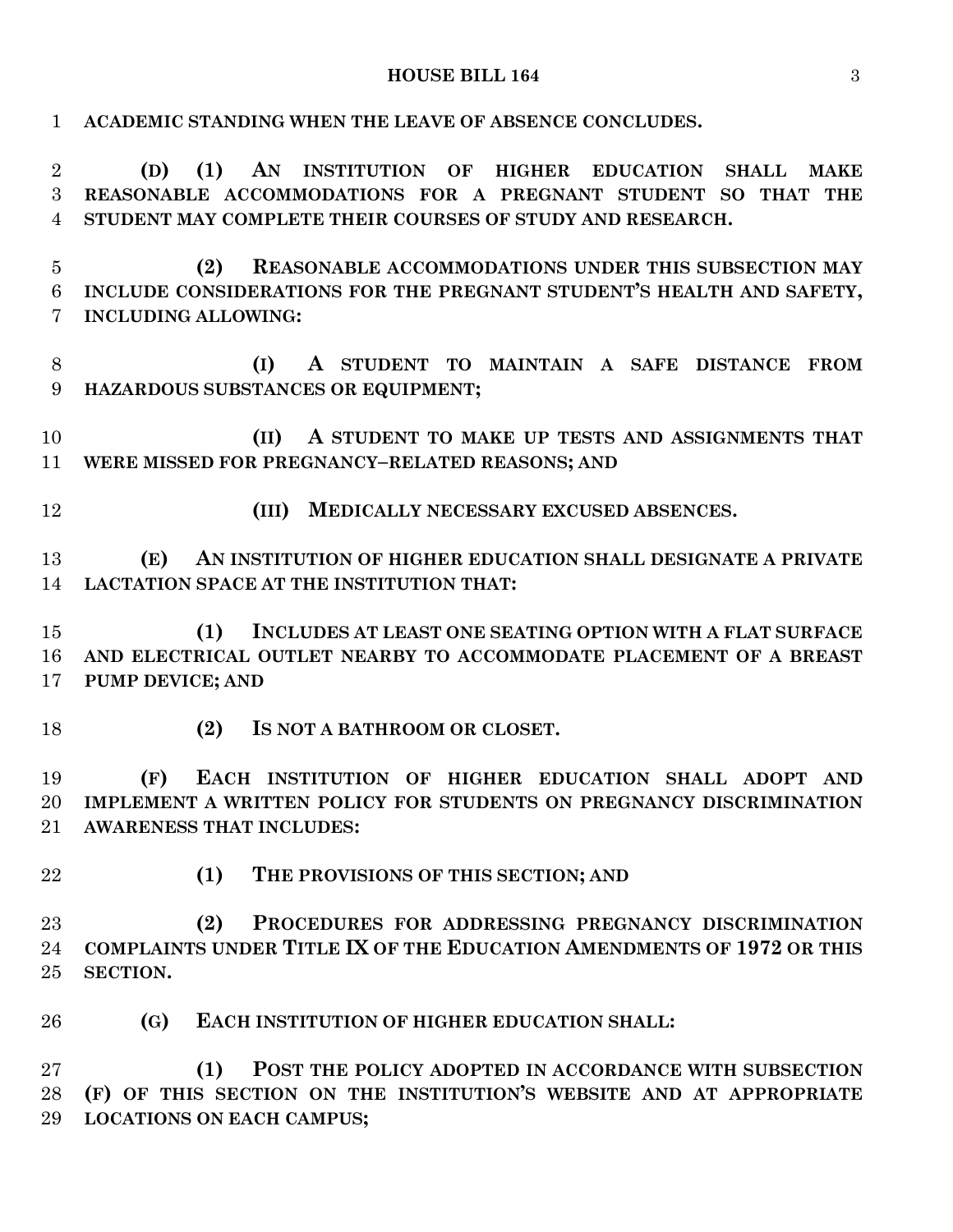**ACADEMIC STANDING WHEN THE LEAVE OF ABSENCE CONCLUDES.**

**(D) (1) AN INSTITUTION OF HIGHER EDUCATION SHALL MAKE REASONABLE ACCOMMODATIONS FOR A PREGNANT STUDENT SO THAT THE STUDENT MAY COMPLETE THEIR COURSES OF STUDY AND RESEARCH.**

**(2) REASONABLE ACCOMMODATIONS UNDER THIS SUBSECTION MAY INCLUDE CONSIDERATIONS FOR THE PREGNANT STUDENT'S HEALTH AND SAFETY, INCLUDING ALLOWING:**

**(I) A STUDENT TO MAINTAIN A SAFE DISTANCE FROM HAZARDOUS SUBSTANCES OR EQUIPMENT;**

**(II) A STUDENT TO MAKE UP TESTS AND ASSIGNMENTS THAT WERE MISSED FOR PREGNANCY–RELATED REASONS; AND**

**(III) MEDICALLY NECESSARY EXCUSED ABSENCES.**

**(E) AN INSTITUTION OF HIGHER EDUCATION SHALL DESIGNATE A PRIVATE LACTATION SPACE AT THE INSTITUTION THAT:**

**(1) INCLUDES AT LEAST ONE SEATING OPTION WITH A FLAT SURFACE AND ELECTRICAL OUTLET NEARBY TO ACCOMMODATE PLACEMENT OF A BREAST PUMP DEVICE; AND**

**(2) IS NOT A BATHROOM OR CLOSET.**

**(F) EACH INSTITUTION OF HIGHER EDUCATION SHALL ADOPT AND IMPLEMENT A WRITTEN POLICY FOR STUDENTS ON PREGNANCY DISCRIMINATION AWARENESS THAT INCLUDES:**

**(1) THE PROVISIONS OF THIS SECTION; AND**

**(2) PROCEDURES FOR ADDRESSING PREGNANCY DISCRIMINATION COMPLAINTS UNDER TITLE IX OF THE EDUCATION AMENDMENTS OF 1972 OR THIS SECTION.**

**(G) EACH INSTITUTION OF HIGHER EDUCATION SHALL:**

**(1) POST THE POLICY ADOPTED IN ACCORDANCE WITH SUBSECTION (F) OF THIS SECTION ON THE INSTITUTION'S WEBSITE AND AT APPROPRIATE LOCATIONS ON EACH CAMPUS;**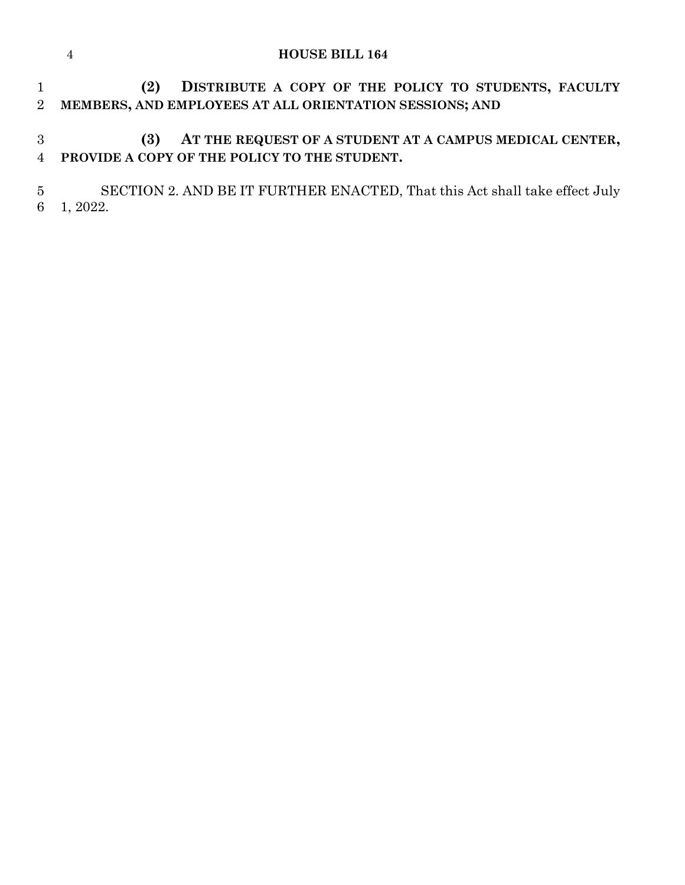**(2) DISTRIBUTE A COPY OF THE POLICY TO STUDENTS, FACULTY MEMBERS, AND EMPLOYEES AT ALL ORIENTATION SESSIONS; AND**

**(3) AT THE REQUEST OF A STUDENT AT A CAMPUS MEDICAL CENTER, PROVIDE A COPY OF THE POLICY TO THE STUDENT.**

SECTION 2. AND BE IT FURTHER ENACTED, That this Act shall take effect July 1, 2022.